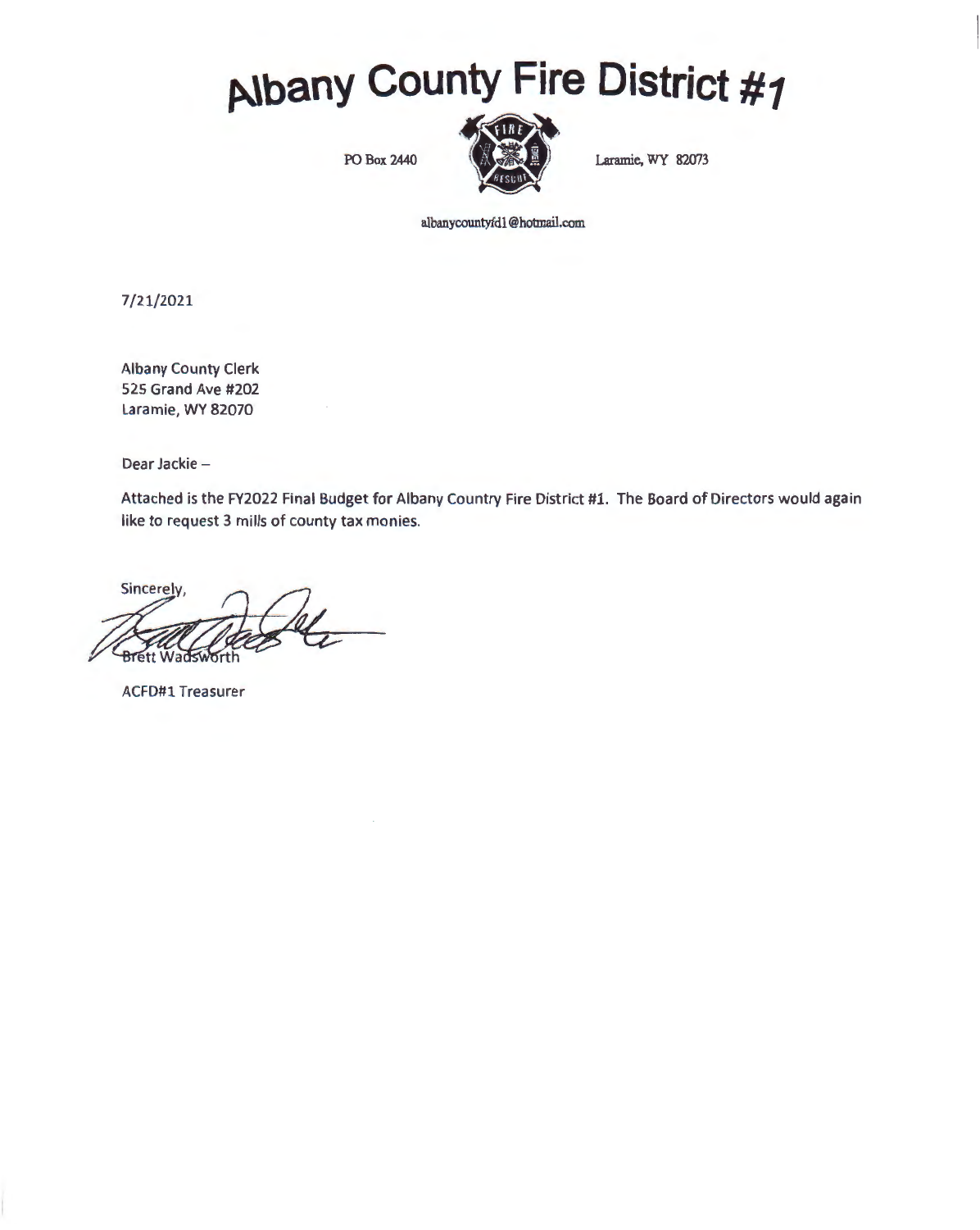# Albany County Fire District #1

PO Box 2440 Laramie, WY 82073

albanycountyfd1@hotmail.com

7/21/2021

Albany County Clerk
525 Grand Ave #202
Laramie, WY 82070

Dear Jackie –

Attached is the FY2022 Final Budget for Albany Country Fire District #1. The Board of Directors would again like to request 3 mills of county tax monies.

Sincerely,

Brett Wadsworth

ACFD#1 Treasurer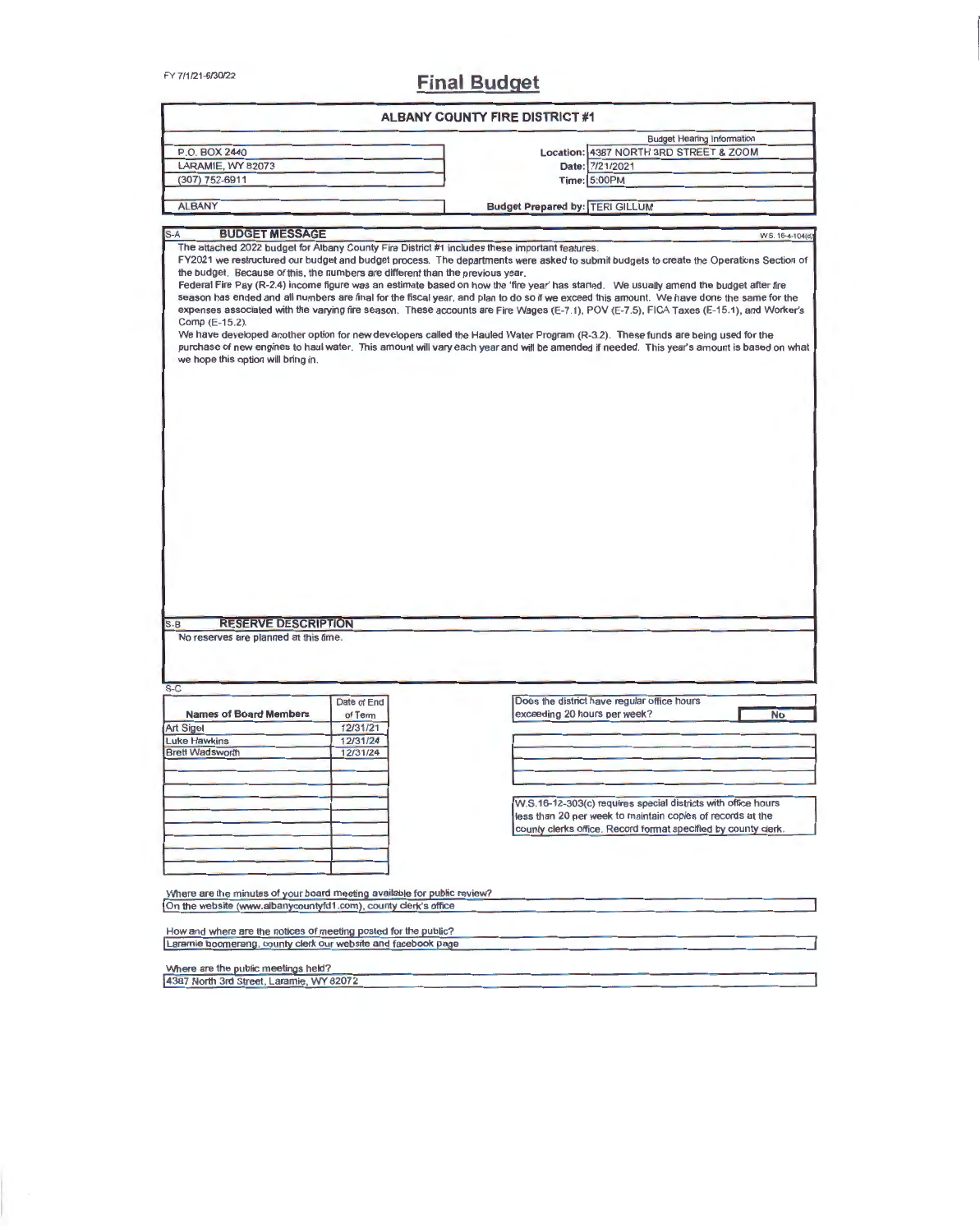FY 7/1/21-6/30/22

# Final Budget

## ALBANY COUNTY FIRE DISTRICT #1

| | | |
|---|---|---|
| P.O. BOX 2440 | | Budget Hearing Information |
| LARAMIE, WY 82073 | Location: | 4387 NORTH 3RD STREET & ZOOM |
| (307) 752-6911 | Date: | 7/21/2021 |
| | Time: | 5:00PM |
| ALBANY | Budget Prepared by: | TERI GILLUM |

### S-A BUDGET MESSAGE

W.S. 16-4-104(d)

The attached 2022 budget for Albany County Fire District #1 includes these important features.

FY2021 we restructured our budget and budget process. The departments were asked to submit budgets to create the Operations Section of the budget. Because of this, the numbers are different than the previous year.

Federal Fire Pay (R-2.4) income figure was an estimate based on how the 'fire year' has started. We usually amend the budget after fire season has ended and all numbers are final for the fiscal year, and plan to do so if we exceed this amount. We have done the same for the expenses associated with the varying fire season. These accounts are Fire Wages (E-7.1), POV (E-7.5), FICA Taxes (E-15.1), and Worker's Comp (E-15.2).

We have developed another option for new developers called the Hauled Water Program (R-3.2). These funds are being used for the purchase of new engines to haul water. This amount will vary each year and will be amended if needed. This year's amount is based on what we hope this option will bring in.

### S-B RESERVE DESCRIPTION

No reserves are planned at this time.

### S-C

| Names of Board Members | Date of End of Term |
|---|---|
| Art Sigel | 12/31/21 |
| Luke Hawkins | 12/31/24 |
| Brett Wadsworth | 12/31/24 |

Does the district have regular office hours exceeding 20 hours per week? **No**

W.S.16-12-303(c) requires special districts with office hours less than 20 per week to maintain copies of records at the county clerks office. Record format specified by county clerk.

Where are the minutes of your board meeting available for public review?

On the website (www.albanycountyfd1.com), county clerk's office

How and where are the notices of meeting posted for the public?

Laramie boomerang, county clerk our website and facebook page

Where are the public meetings held?

4387 North 3rd Street, Laramie, WY 82072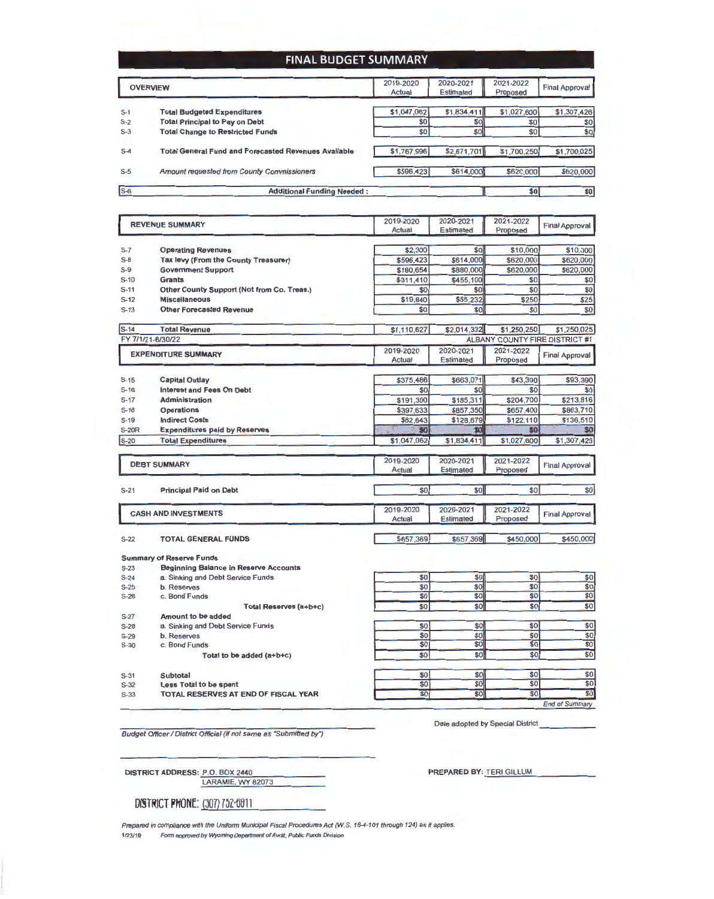# FINAL BUDGET SUMMARY

| | OVERVIEW | 2019-2020 Actual | 2020-2021 Estimated | 2021-2022 Proposed | Final Approval |
|---|---|---|---|---|---|
| S-1 | **Total Budgeted Expenditures** | $1,047,062 | $1,834,411 | $1,027,600 | $1,307,426 |
| S-2 | **Total Principal to Pay on Debt** | $0 | $0 | $0 | $0 |
| S-3 | **Total Change to Restricted Funds** | $0 | $0 | $0 | $0 |
| S-4 | **Total General Fund and Forecasted Revenues Available** | $1,767,996 | $2,671,701 | $1,700,250 | $1,700,025 |
| S-5 | *Amount requested from County Commissioners* | $596,423 | $614,000 | $620,000 | $620,000 |
| S-6 | **Additional Funding Needed :** | | | $0 | $0 |

| | REVENUE SUMMARY | 2019-2020 Actual | 2020-2021 Estimated | 2021-2022 Proposed | Final Approval |
|---|---|---|---|---|---|
| S-7 | **Operating Revenues** | $2,300 | $0 | $10,000 | $10,000 |
| S-8 | **Tax levy (From the County Treasurer)** | $596,423 | $614,000 | $620,000 | $620,000 |
| S-9 | **Government Support** | $180,654 | $880,000 | $620,000 | $620,000 |
| S-10 | **Grants** | $311,410 | $455,100 | $0 | $0 |
| S-11 | **Other County Support (Not from Co. Treas.)** | $0 | $0 | $0 | $0 |
| S-12 | **Miscellaneous** | $19,840 | $65,232 | $250 | $25 |
| S-13 | **Other Forecasted Revenue** | $0 | $0 | $0 | $0 |
| S-14 | **Total Revenue** | $1,110,627 | $2,014,332 | $1,250,250 | $1,250,025 |

FY 7/1/21-6/30/22 ALBANY COUNTY FIRE DISTRICT #1

| | EXPENDITURE SUMMARY | 2019-2020 Actual | 2020-2021 Estimated | 2021-2022 Proposed | Final Approval |
|---|---|---|---|---|---|
| S-15 | **Capital Outlay** | $375,486 | $663,071 | $43,390 | $93,390 |
| S-16 | **Interest and Fees On Debt** | $0 | $0 | $0 | $0 |
| S-17 | **Administration** | $191,300 | $185,311 | $204,700 | $213,816 |
| S-18 | **Operations** | $397,633 | $857,350 | $657,400 | $863,710 |
| S-19 | **Indirect Costs** | $82,643 | $128,679 | $122,110 | $136,510 |
| S-20R | **Expenditures paid by Reserves** | $0 | $0 | $0 | $0 |
| S-20 | **Total Expenditures** | $1,047,062 | $1,834,411 | $1,027,600 | $1,307,425 |

| | DEBT SUMMARY | 2019-2020 Actual | 2020-2021 Estimated | 2021-2022 Proposed | Final Approval |
|---|---|---|---|---|---|
| S-21 | **Principal Paid on Debt** | $0 | $0 | $0 | $0 |

| | CASH AND INVESTMENTS | 2019-2020 Actual | 2020-2021 Estimated | 2021-2022 Proposed | Final Approval |
|---|---|---|---|---|---|
| S-22 | **TOTAL GENERAL FUNDS** | $657,369 | $657,369 | $450,000 | $450,000 |
| | **Summary of Reserve Funds** | | | | |
| S-23 | **Beginning Balance in Reserve Accounts** | | | | |
| S-24 | a. Sinking and Debt Service Funds | $0 | $0 | $0 | $0 |
| S-25 | b. Reserves | $0 | $0 | $0 | $0 |
| S-26 | c. Bond Funds | $0 | $0 | $0 | $0 |
| | **Total Reserves (a+b+c)** | $0 | $0 | $0 | $0 |
| S-27 | **Amount to be added** | | | | |
| S-28 | a. Sinking and Debt Service Funds | $0 | $0 | $0 | $0 |
| S-29 | b. Reserves | $0 | $0 | $0 | $0 |
| S-30 | c. Bond Funds | $0 | $0 | $0 | $0 |
| | **Total to be added (a+b+c)** | $0 | $0 | $0 | $0 |
| S-31 | **Subtotal** | $0 | $0 | $0 | $0 |
| S-32 | **Less Total to be spent** | $0 | $0 | $0 | $0 |
| S-33 | **TOTAL RESERVES AT END OF FISCAL YEAR** | $0 | $0 | $0 | $0 |

*End of Summary*

*Budget Officer / District Official (if not same as "Submitted by")*

Date adopted by Special District ____________

**DISTRICT ADDRESS:** P.O. BOX 2440
LARAMIE, WY 82073

**PREPARED BY:** TERI GILLUM

**DISTRICT PHONE:** (307) 752-0811

*Prepared in compliance with the Uniform Municipal Fiscal Procedures Act (W.S. 16-4-101 through 124) as it applies.*

1/23/19 *Form approved by Wyoming Department of Audit, Public Funds Division*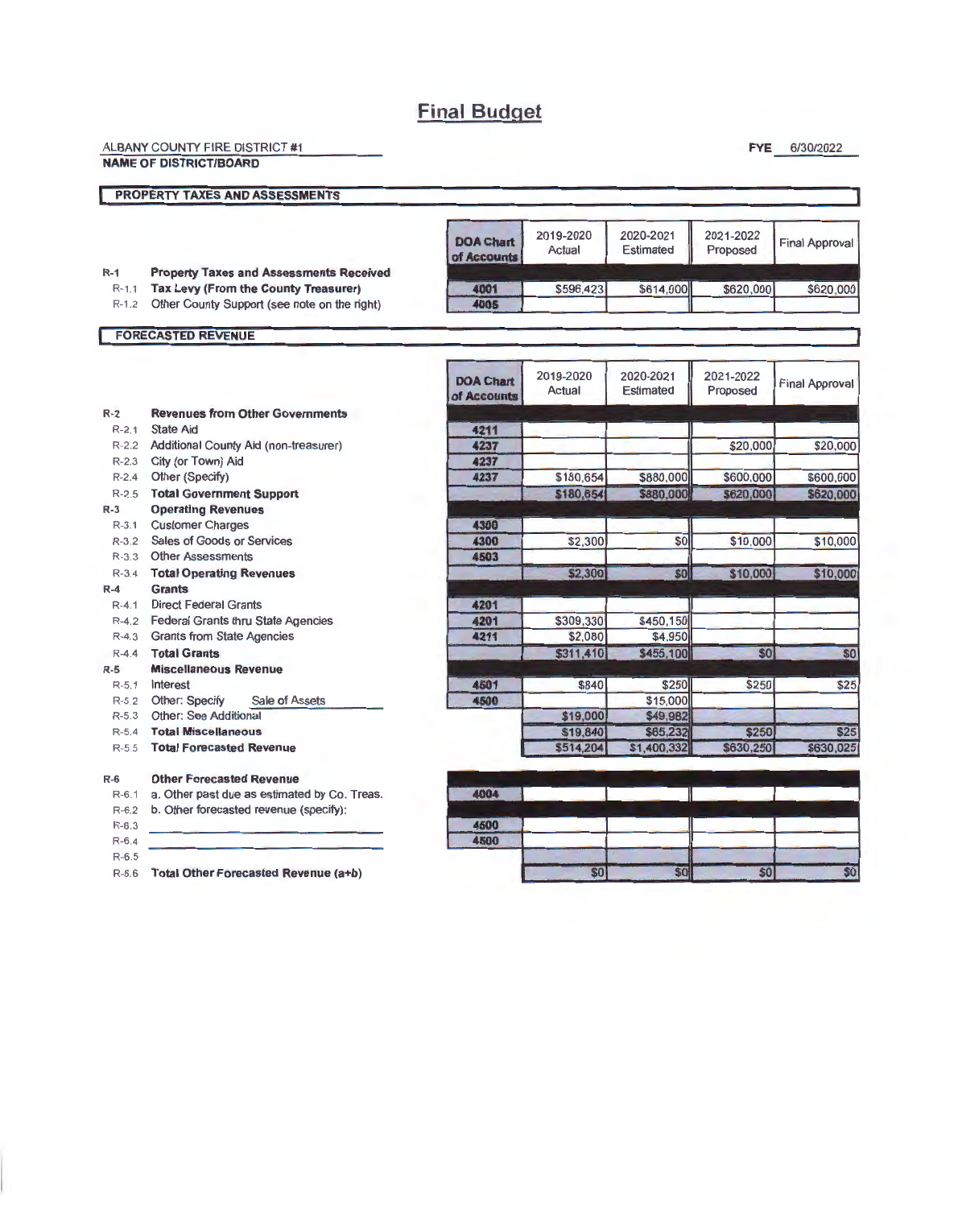# Final Budget

ALBANY COUNTY FIRE DISTRICT #1
**NAME OF DISTRICT/BOARD**

**FYE** 6/30/2022

## PROPERTY TAXES AND ASSESSMENTS

| | | DOA Chart of Accounts | 2019-2020 Actual | 2020-2021 Estimated | 2021-2022 Proposed | Final Approval |
|---|---|---|---|---|---|---|
| R-1 | **Property Taxes and Assessments Received** | | | | | |
| R-1.1 | **Tax Levy (From the County Treasurer)** | 4001 | $596,423 | $614,000 | $620,000 | $620,000 |
| R-1.2 | Other County Support (see note on the right) | 4005 | | | | |

## FORECASTED REVENUE

| | | DOA Chart of Accounts | 2019-2020 Actual | 2020-2021 Estimated | 2021-2022 Proposed | Final Approval |
|---|---|---|---|---|---|---|
| R-2 | **Revenues from Other Governments** | | | | | |
| R-2.1 | State Aid | 4211 | | | | |
| R-2.2 | Additional County Aid (non-treasurer) | 4237 | | | $20,000 | $20,000 |
| R-2.3 | City (or Town) Aid | 4237 | | | | |
| R-2.4 | Other (Specify) | 4237 | $180,654 | $880,000 | $600,000 | $600,000 |
| R-2.5 | **Total Government Support** | | $180,654 | $880,000 | $620,000 | $620,000 |
| R-3 | **Operating Revenues** | | | | | |
| R-3.1 | Customer Charges | 4300 | | | | |
| R-3.2 | Sales of Goods or Services | 4300 | $2,300 | $0 | $10,000 | $10,000 |
| R-3.3 | Other Assessments | 4503 | | | | |
| R-3.4 | **Total Operating Revenues** | | $2,300 | $0 | $10,000 | $10,000 |
| R-4 | **Grants** | | | | | |
| R-4.1 | Direct Federal Grants | 4201 | | | | |
| R-4.2 | Federal Grants thru State Agencies | 4201 | $309,330 | $450,150 | | |
| R-4.3 | Grants from State Agencies | 4211 | $2,080 | $4,950 | | |
| R-4.4 | **Total Grants** | | $311,410 | $455,100 | $0 | $0 |
| R-5 | **Miscellaneous Revenue** | | | | | |
| R-5.1 | Interest | 4501 | $840 | $250 | $250 | $25 |
| R-5.2 | Other: Specify Sale of Assets | 4500 | | $15,000 | | |
| R-5.3 | Other: See Additional | | $19,000 | $49,982 | | |
| R-5.4 | **Total Miscellaneous** | | $19,840 | $65,232 | $250 | $25 |
| R-5.5 | **Total Forecasted Revenue** | | $514,204 | $1,400,332 | $630,250 | $630,025 |
| R-6 | **Other Forecasted Revenue** | | | | | |
| R-6.1 | a. Other past due as estimated by Co. Treas. | 4004 | | | | |
| R-6.2 | b. Other forecasted revenue (specify): | | | | | |
| R-6.3 | | 4500 | | | | |
| R-6.4 | | 4500 | | | | |
| R-6.5 | | | | | | |
| R-6.6 | **Total Other Forecasted Revenue (a+b)** | | $0 | $0 | $0 | $0 |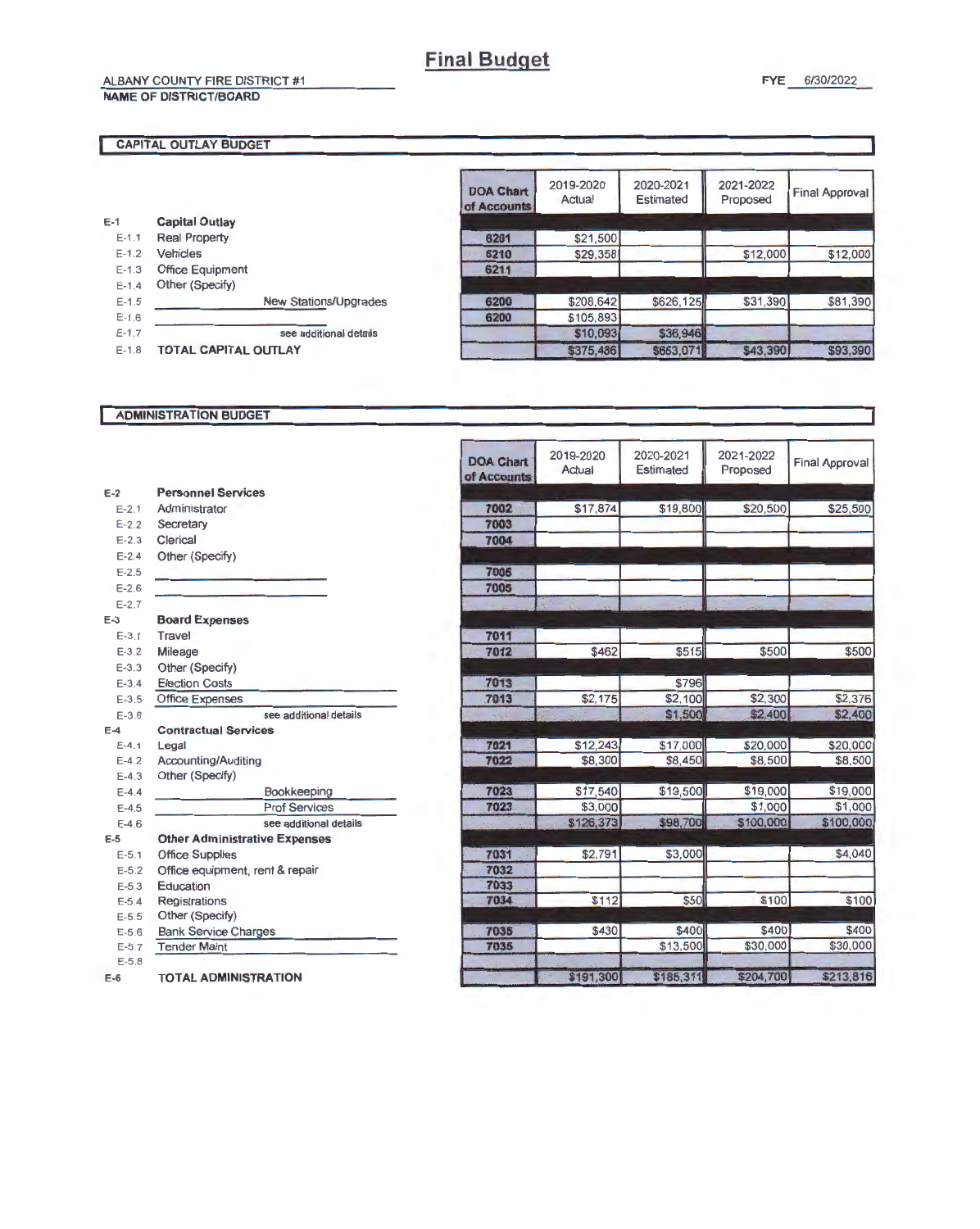# Final Budget

ALBANY COUNTY FIRE DISTRICT #1
NAME OF DISTRICT/BOARD

FYE 6/30/2022

## CAPITAL OUTLAY BUDGET

| | | DOA Chart of Accounts | 2019-2020 Actual | 2020-2021 Estimated | 2021-2022 Proposed | Final Approval |
|---|---|---|---|---|---|---|
| E-1 | **Capital Outlay** | | | | | |
| E-1.1 | Real Property | 6201 | $21,500 | | | |
| E-1.2 | Vehicles | 6210 | $29,358 | | $12,000 | $12,000 |
| E-1.3 | Office Equipment | 6211 | | | | |
| E-1.4 | Other (Specify) | | | | | |
| E-1.5 | New Stations/Upgrades | 6200 | $208,642 | $626,125 | $31,390 | $81,390 |
| E-1.6 | | 6200 | $105,893 | | | |
| E-1.7 | see additional details | | $10,093 | $36,946 | | |
| E-1.8 | **TOTAL CAPITAL OUTLAY** | | $375,486 | $663,071 | $43,390 | $93,390 |

## ADMINISTRATION BUDGET

| | | DOA Chart of Accounts | 2019-2020 Actual | 2020-2021 Estimated | 2021-2022 Proposed | Final Approval |
|---|---|---|---|---|---|---|
| E-2 | **Personnel Services** | | | | | |
| E-2.1 | Administrator | 7002 | $17,874 | $19,800 | $20,500 | $25,500 |
| E-2.2 | Secretary | 7003 | | | | |
| E-2.3 | Clerical | 7004 | | | | |
| E-2.4 | Other (Specify) | | | | | |
| E-2.5 | | 7005 | | | | |
| E-2.6 | | 7005 | | | | |
| E-2.7 | | | | | | |
| E-3 | **Board Expenses** | | | | | |
| E-3.1 | Travel | 7011 | | | | |
| E-3.2 | Mileage | 7012 | $462 | $515 | $500 | $500 |
| E-3.3 | Other (Specify) | | | | | |
| E-3.4 | Election Costs | 7013 | | $796 | | |
| E-3.5 | Office Expenses | 7013 | $2,175 | $2,100 | $2,300 | $2,376 |
| E-3.6 | see additional details | | | $1,500 | $2,400 | $2,400 |
| E-4 | **Contractual Services** | | | | | |
| E-4.1 | Legal | 7021 | $12,243 | $17,000 | $20,000 | $20,000 |
| E-4.2 | Accounting/Auditing | 7022 | $8,300 | $8,450 | $8,500 | $8,500 |
| E-4.3 | Other (Specify) | | | | | |
| E-4.4 | Bookkeeping | 7023 | $17,540 | $19,500 | $19,000 | $19,000 |
| E-4.5 | Prof Services | 7023 | $3,000 | | $1,000 | $1,000 |
| E-4.6 | see additional details | | $126,373 | $98,700 | $100,000 | $100,000 |
| E-5 | **Other Administrative Expenses** | | | | | |
| E-5.1 | Office Supplies | 7031 | $2,791 | $3,000 | | $4,040 |
| E-5.2 | Office equipment, rent & repair | 7032 | | | | |
| E-5.3 | Education | 7033 | | | | |
| E-5.4 | Registrations | 7034 | $112 | $50 | $100 | $100 |
| E-5.5 | Other (Specify) | | | | | |
| E-5.6 | Bank Service Charges | 7035 | $430 | $400 | $400 | $400 |
| E-5.7 | Tender Maint | 7035 | | $13,500 | $30,000 | $30,000 |
| E-5.8 | | | | | | |
| E-6 | **TOTAL ADMINISTRATION** | | $191,300 | $185,311 | $204,700 | $213,816 |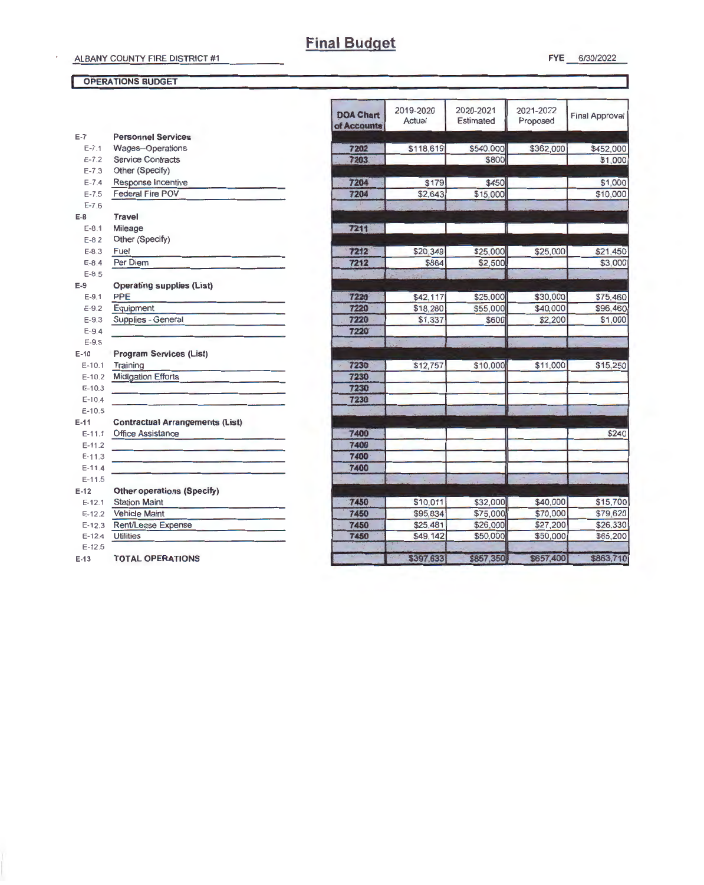# Final Budget

ALBANY COUNTY FIRE DISTRICT #1

FYE 6/30/2022

## OPERATIONS BUDGET

| | | DOA Chart of Accounts | 2019-2020 Actual | 2020-2021 Estimated | 2021-2022 Proposed | Final Approval |
|---|---|---|---|---|---|---|
| E-7 | **Personnel Services** | | | | | |
| E-7.1 | Wages--Operations | 7202 | $118,619 | $540,000 | $362,000 | $452,000 |
| E-7.2 | Service Contracts | 7203 | | $800 | | $1,000 |
| E-7.3 | Other (Specify) | | | | | |
| E-7.4 | Response Incentive | 7204 | $179 | $450 | | $1,000 |
| E-7.5 | Federal Fire POV | 7204 | $2,643 | $15,000 | | $10,000 |
| E-7.6 | | | | | | |
| E-8 | **Travel** | | | | | |
| E-8.1 | Mileage | 7211 | | | | |
| E-8.2 | Other (Specify) | | | | | |
| E-8.3 | Fuel | 7212 | $20,349 | $25,000 | $25,000 | $21,450 |
| E-8.4 | Per Diem | 7212 | $884 | $2,500 | | $3,000 |
| E-8.5 | | | | | | |
| E-9 | **Operating supplies (List)** | | | | | |
| E-9.1 | PPE | 7220 | $42,117 | $25,000 | $30,000 | $75,460 |
| E-9.2 | Equipment | 7220 | $18,280 | $55,000 | $40,000 | $96,460 |
| E-9.3 | Supplies - General | 7220 | $1,337 | $600 | $2,200 | $1,000 |
| E-9.4 | | 7220 | | | | |
| E-9.5 | | | | | | |
| E-10 | **Program Services (List)** | | | | | |
| E-10.1 | Training | 7230 | $12,757 | $10,000 | $11,000 | $15,250 |
| E-10.2 | Midigation Efforts | 7230 | | | | |
| E-10.3 | | 7230 | | | | |
| E-10.4 | | 7230 | | | | |
| E-10.5 | | | | | | |
| E-11 | **Contractual Arrangements (List)** | | | | | |
| E-11.1 | Office Assistance | 7400 | | | | $240 |
| E-11.2 | | 7400 | | | | |
| E-11.3 | | 7400 | | | | |
| E-11.4 | | 7400 | | | | |
| E-11.5 | | | | | | |
| E-12 | **Other operations (Specify)** | | | | | |
| E-12.1 | Station Maint | 7450 | $10,011 | $32,000 | $40,000 | $15,700 |
| E-12.2 | Vehicle Maint | 7450 | $95,834 | $75,000 | $70,000 | $79,620 |
| E-12.3 | Rent/Lease Expense | 7450 | $25,481 | $26,000 | $27,200 | $26,330 |
| E-12.4 | Utilities | 7450 | $49,142 | $50,000 | $50,000 | $65,200 |
| E-12.5 | | | | | | |
| E-13 | **TOTAL OPERATIONS** | | $397,633 | $857,350 | $657,400 | $863,710 |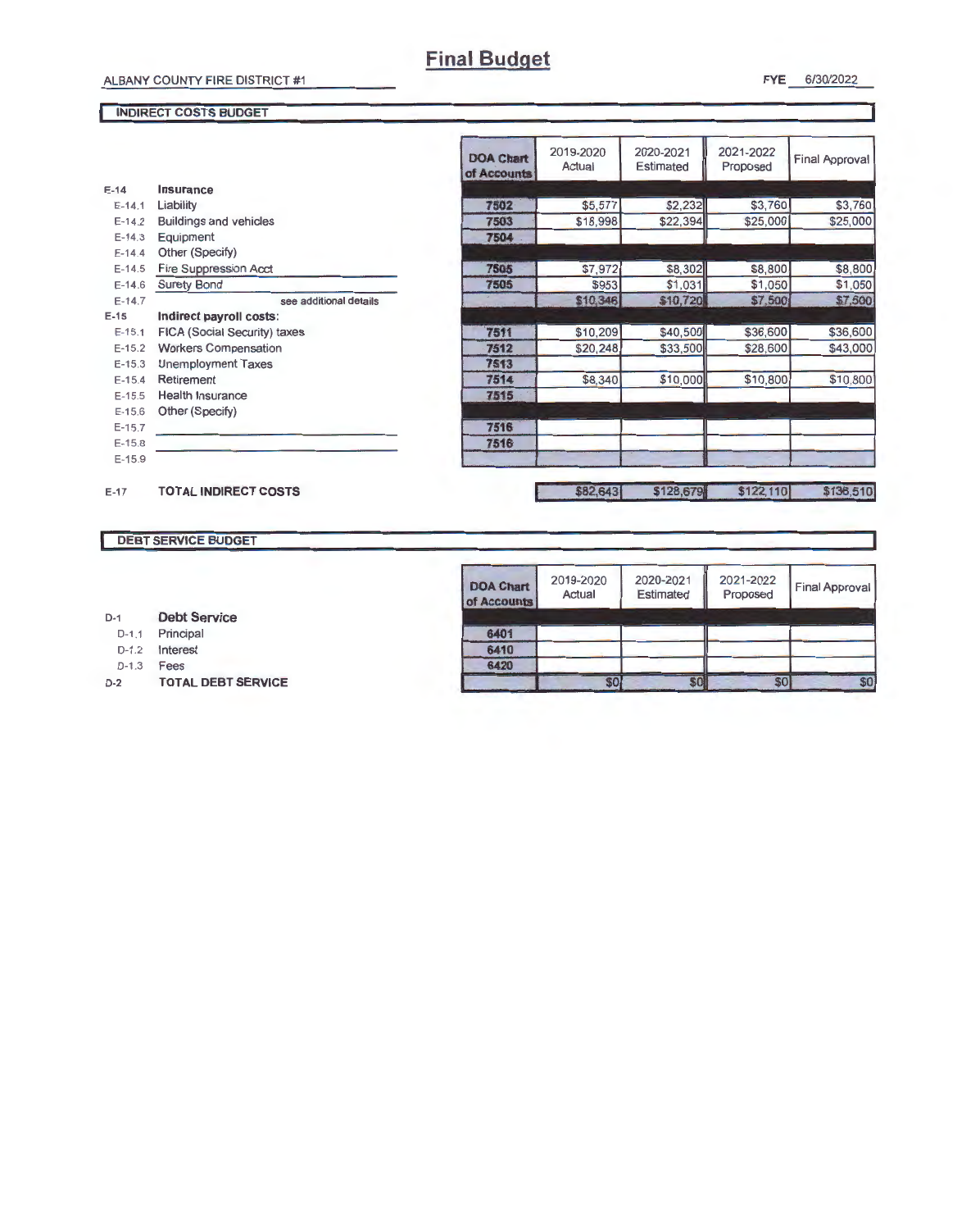# Final Budget

ALBANY COUNTY FIRE DISTRICT #1

FYE 6/30/2022

## INDIRECT COSTS BUDGET

| | | DOA Chart of Accounts | 2019-2020 Actual | 2020-2021 Estimated | 2021-2022 Proposed | Final Approval |
|---|---|---|---|---|---|---|
| E-14 | **Insurance** | | | | | |
| E-14.1 | Liability | 7502 | $5,577 | $2,232 | $3,760 | $3,760 |
| E-14.2 | Buildings and vehicles | 7503 | $18,998 | $22,394 | $25,000 | $25,000 |
| E-14.3 | Equipment | 7504 | | | | |
| E-14.4 | Other (Specify) | | | | | |
| E-14.5 | Fire Suppression Acct | 7505 | $7,972 | $8,302 | $8,800 | $8,800 |
| E-14.6 | Surety Bond | 7505 | $953 | $1,031 | $1,050 | $1,050 |
| E-14.7 | see additional details | | $10,346 | $10,720 | $7,500 | $7,500 |
| E-15 | **Indirect payroll costs:** | | | | | |
| E-15.1 | FICA (Social Security) taxes | 7511 | $10,209 | $40,500 | $36,600 | $36,600 |
| E-15.2 | Workers Compensation | 7512 | $20,248 | $33,500 | $28,600 | $43,000 |
| E-15.3 | Unemployment Taxes | 7513 | | | | |
| E-15.4 | Retirement | 7514 | $8,340 | $10,000 | $10,800 | $10,800 |
| E-15.5 | Health Insurance | 7515 | | | | |
| E-15.6 | Other (Specify) | | | | | |
| E-15.7 | | 7516 | | | | |
| E-15.8 | | 7516 | | | | |
| E-15.9 | | | | | | |
| E-17 | **TOTAL INDIRECT COSTS** | | $82,643 | $128,679 | $122,110 | $136,510 |

## DEBT SERVICE BUDGET

| | | DOA Chart of Accounts | 2019-2020 Actual | 2020-2021 Estimated | 2021-2022 Proposed | Final Approval |
|---|---|---|---|---|---|---|
| D-1 | **Debt Service** | | | | | |
| D-1.1 | Principal | 6401 | | | | |
| D-1.2 | Interest | 6410 | | | | |
| D-1.3 | Fees | 6420 | | | | |
| D-2 | **TOTAL DEBT SERVICE** | | $0 | $0 | $0 | $0 |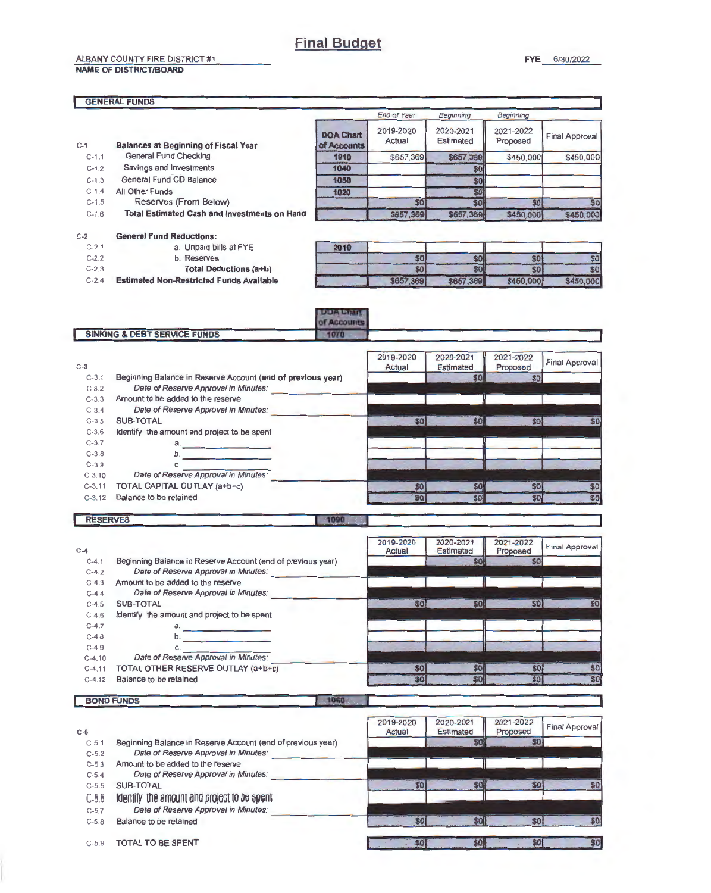# Final Budget

ALBANY COUNTY FIRE DISTRICT #1
**NAME OF DISTRICT/BOARD**

**FYE** 6/30/2022

## GENERAL FUNDS

| | | DOA Chart of Accounts | End of Year 2019-2020 Actual | Beginning 2020-2021 Estimated | Beginning 2021-2022 Proposed | Final Approval |
|---|---|---|---|---|---|---|
| C-1 | **Balances at Beginning of Fiscal Year** | | | | | |
| C-1.1 | General Fund Checking | 1010 | $657,369 | $657,369 | $450,000 | $450,000 |
| C-1.2 | Savings and Investments | 1040 | | $0 | | |
| C-1.3 | General Fund CD Balance | 1050 | | $0 | | |
| C-1.4 | All Other Funds | 1020 | | $0 | | |
| C-1.5 | Reserves (From Below) | | $0 | $0 | $0 | $0 |
| C-1.6 | **Total Estimated Cash and Investments on Hand** | | $657,369 | $657,369 | $450,000 | $450,000 |
| C-2 | **General Fund Reductions:** | | | | | |
| C-2.1 | a. Unpaid bills at FYE | 2010 | | | | |
| C-2.2 | b. Reserves | | $0 | $0 | $0 | $0 |
| C-2.3 | **Total Deductions (a+b)** | | $0 | $0 | $0 | $0 |
| C-2.4 | **Estimated Non-Restricted Funds Available** | | $657,369 | $657,369 | $450,000 | $450,000 |

## SINKING & DEBT SERVICE FUNDS

DOA Chart of Accounts 1070

| | | 2019-2020 Actual | 2020-2021 Estimated | 2021-2022 Proposed | Final Approval |
|---|---|---|---|---|---|
| C-3 | | | | | |
| C-3.1 | Beginning Balance in Reserve Account (**end of previous year**) | | $0 | $0 | |
| C-3.2 | *Date of Reserve Approval in Minutes:* | | | | |
| C-3.3 | Amount to be added to the reserve | | | | |
| C-3.4 | *Date of Reserve Approval in Minutes:* | | | | |
| C-3.5 | SUB-TOTAL | $0 | $0 | $0 | $0 |
| C-3.6 | Identify the amount and project to be spent | | | | |
| C-3.7 | a. | | | | |
| C-3.8 | b. | | | | |
| C-3.9 | c. | | | | |
| C-3.10 | *Date of Reserve Approval in Minutes:* | | | | |
| C-3.11 | TOTAL CAPITAL OUTLAY (a+b+c) | $0 | $0 | $0 | $0 |
| C-3.12 | Balance to be retained | $0 | $0 | $0 | $0 |

## RESERVES

1090

| | | 2019-2020 Actual | 2020-2021 Estimated | 2021-2022 Proposed | Final Approval |
|---|---|---|---|---|---|
| C-4 | | | | | |
| C-4.1 | Beginning Balance in Reserve Account (end of previous year) | | $0 | $0 | |
| C-4.2 | *Date of Reserve Approval in Minutes:* | | | | |
| C-4.3 | Amount to be added to the reserve | | | | |
| C-4.4 | *Date of Reserve Approval in Minutes:* | | | | |
| C-4.5 | SUB-TOTAL | $0 | $0 | $0 | $0 |
| C-4.6 | Identify the amount and project to be spent | | | | |
| C-4.7 | a. | | | | |
| C-4.8 | b. | | | | |
| C-4.9 | c. | | | | |
| C-4.10 | *Date of Reserve Approval in Minutes:* | | | | |
| C-4.11 | TOTAL OTHER RESERVE OUTLAY (a+b+c) | $0 | $0 | $0 | $0 |
| C-4.12 | Balance to be retained | $0 | $0 | $0 | $0 |

## BOND FUNDS

1060

| | | 2019-2020 Actual | 2020-2021 Estimated | 2021-2022 Proposed | Final Approval |
|---|---|---|---|---|---|
| C-5 | | | | | |
| C-5.1 | Beginning Balance in Reserve Account (end of previous year) | | $0 | $0 | |
| C-5.2 | *Date of Reserve Approval in Minutes:* | | | | |
| C-5.3 | Amount to be added to the reserve | | | | |
| C-5.4 | *Date of Reserve Approval in Minutes:* | | | | |
| C-5.5 | SUB-TOTAL | $0 | $0 | $0 | $0 |
| C-5.6 | Identify the amount and project to be spent | | | | |
| C-5.7 | *Date of Reserve Approval in Minutes:* | | | | |
| C-5.8 | Balance to be retained | $0 | $0 | $0 | $0 |
| C-5.9 | TOTAL TO BE SPENT | $0 | $0 | $0 | $0 |